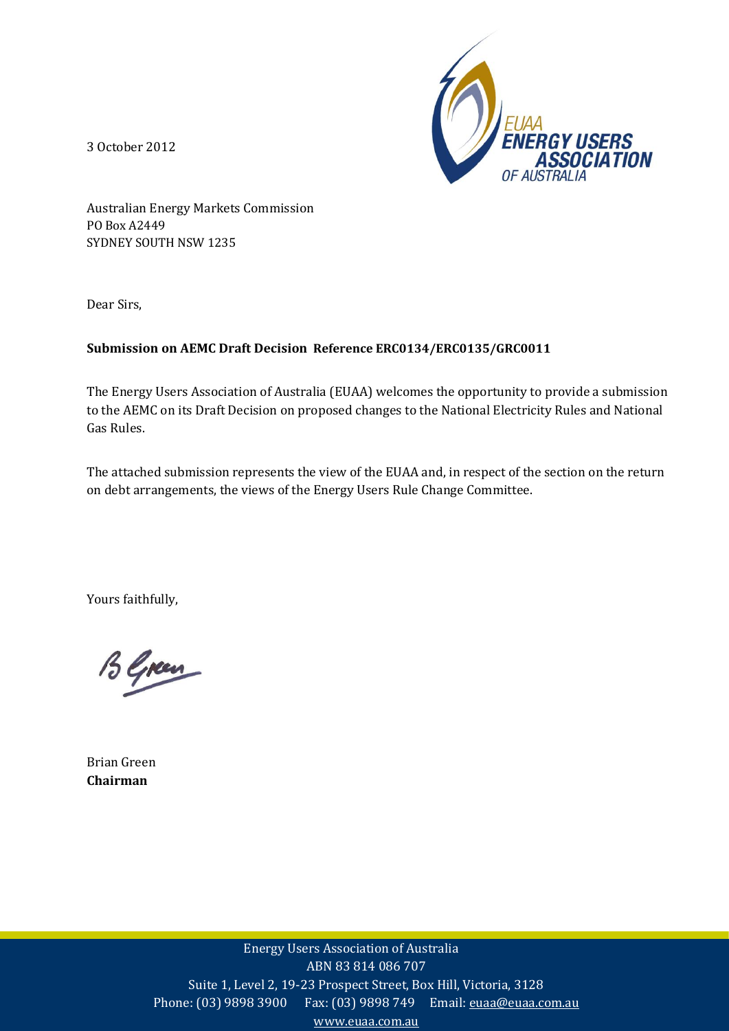3 October 2012

Australian Energy Markets Commission
PO Box A2449
SYDNEY SOUTH NSW 1235

Dear Sirs,

**Submission on AEMC Draft Decision Reference ERC0134/ERC0135/GRC0011**

The Energy Users Association of Australia (EUAA) welcomes the opportunity to provide a submission to the AEMC on its Draft Decision on proposed changes to the National Electricity Rules and National Gas Rules.

The attached submission represents the view of the EUAA and, in respect of the section on the return on debt arrangements, the views of the Energy Users Rule Change Committee.

Yours faithfully,

Brian Green
**Chairman**

Energy Users Association of Australia
ABN 83 814 086 707
Suite 1, Level 2, 19-23 Prospect Street, Box Hill, Victoria, 3128
Phone: (03) 9898 3900 Fax: (03) 9898 749 Email: euaa@euaa.com.au
www.euaa.com.au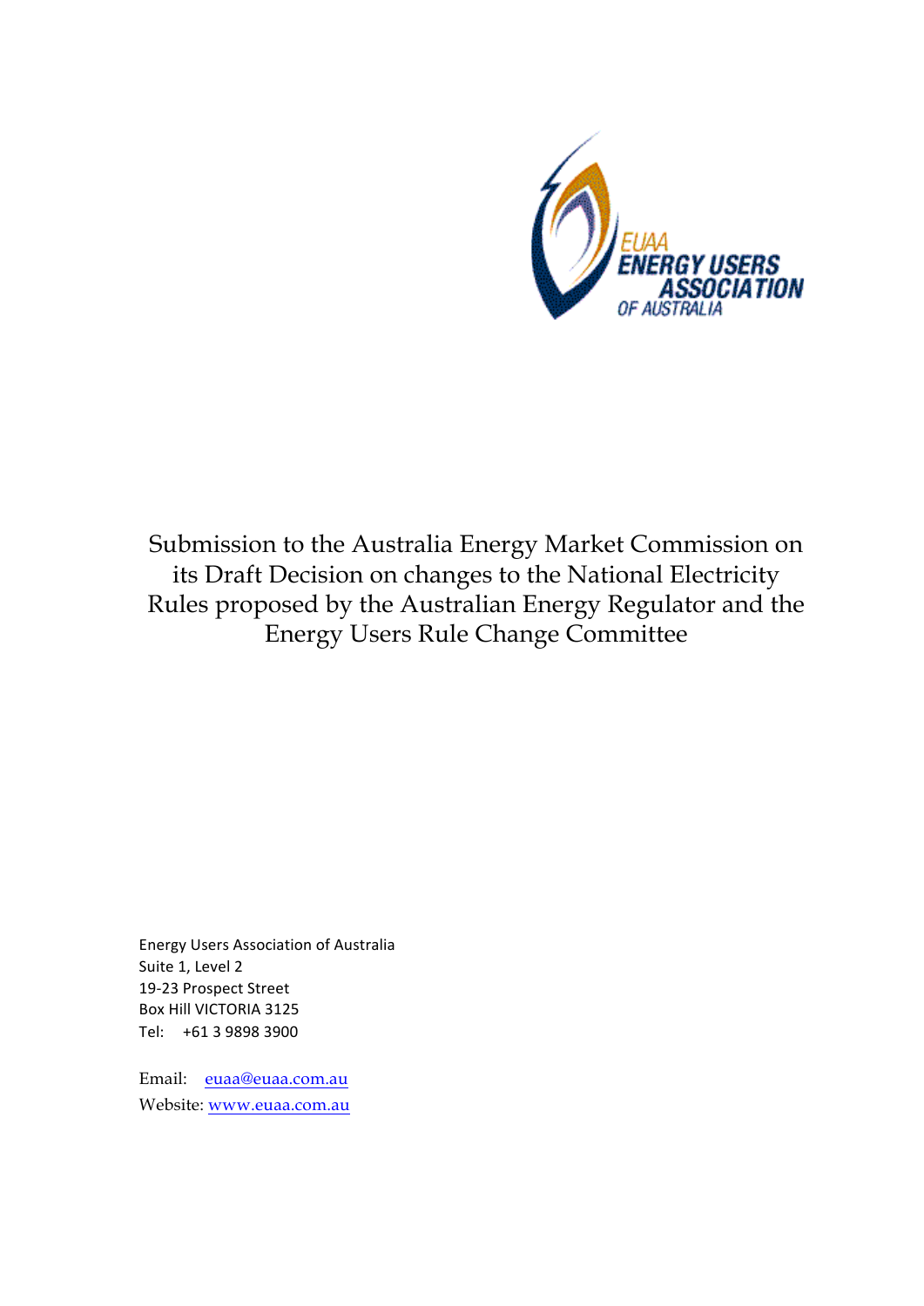# Submission to the Australia Energy Market Commission on its Draft Decision on changes to the National Electricity Rules proposed by the Australian Energy Regulator and the Energy Users Rule Change Committee

Energy Users Association of Australia
Suite 1, Level 2
19-23 Prospect Street
Box Hill VICTORIA 3125
Tel: +61 3 9898 3900

Email: euaa@euaa.com.au
Website: www.euaa.com.au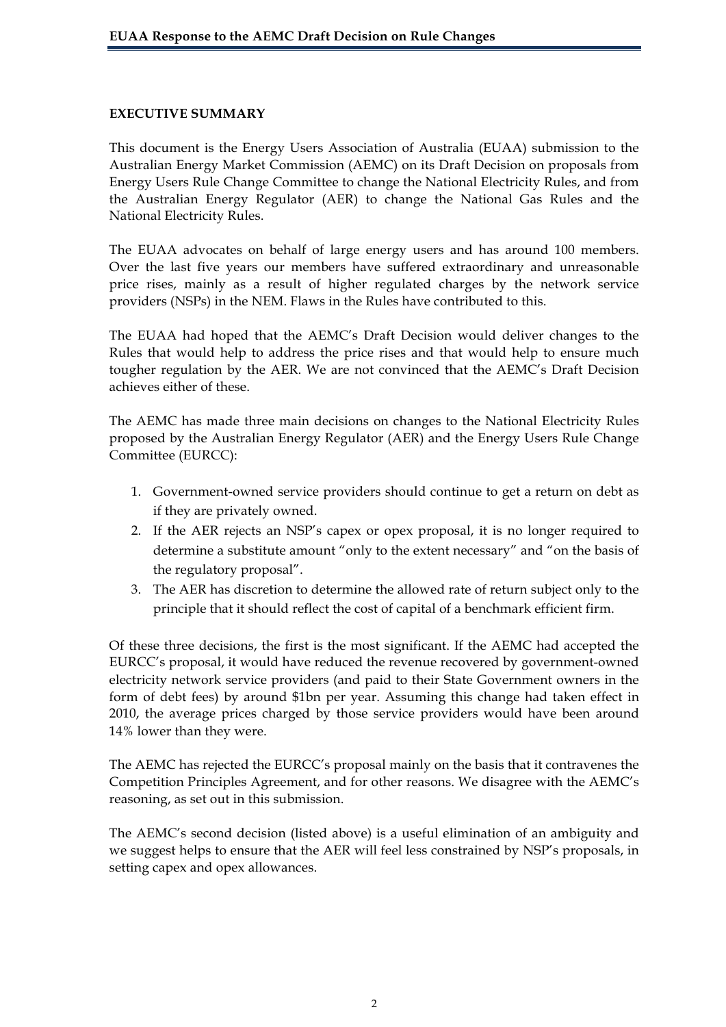## EXECUTIVE SUMMARY

This document is the Energy Users Association of Australia (EUAA) submission to the Australian Energy Market Commission (AEMC) on its Draft Decision on proposals from Energy Users Rule Change Committee to change the National Electricity Rules, and from the Australian Energy Regulator (AER) to change the National Gas Rules and the National Electricity Rules.

The EUAA advocates on behalf of large energy users and has around 100 members. Over the last five years our members have suffered extraordinary and unreasonable price rises, mainly as a result of higher regulated charges by the network service providers (NSPs) in the NEM. Flaws in the Rules have contributed to this.

The EUAA had hoped that the AEMC's Draft Decision would deliver changes to the Rules that would help to address the price rises and that would help to ensure much tougher regulation by the AER. We are not convinced that the AEMC's Draft Decision achieves either of these.

The AEMC has made three main decisions on changes to the National Electricity Rules proposed by the Australian Energy Regulator (AER) and the Energy Users Rule Change Committee (EURCC):

1. Government-owned service providers should continue to get a return on debt as if they are privately owned.
2. If the AER rejects an NSP's capex or opex proposal, it is no longer required to determine a substitute amount "only to the extent necessary" and "on the basis of the regulatory proposal".
3. The AER has discretion to determine the allowed rate of return subject only to the principle that it should reflect the cost of capital of a benchmark efficient firm.

Of these three decisions, the first is the most significant. If the AEMC had accepted the EURCC's proposal, it would have reduced the revenue recovered by government-owned electricity network service providers (and paid to their State Government owners in the form of debt fees) by around $1bn per year. Assuming this change had taken effect in 2010, the average prices charged by those service providers would have been around 14% lower than they were.

The AEMC has rejected the EURCC's proposal mainly on the basis that it contravenes the Competition Principles Agreement, and for other reasons. We disagree with the AEMC's reasoning, as set out in this submission.

The AEMC's second decision (listed above) is a useful elimination of an ambiguity and we suggest helps to ensure that the AER will feel less constrained by NSP's proposals, in setting capex and opex allowances.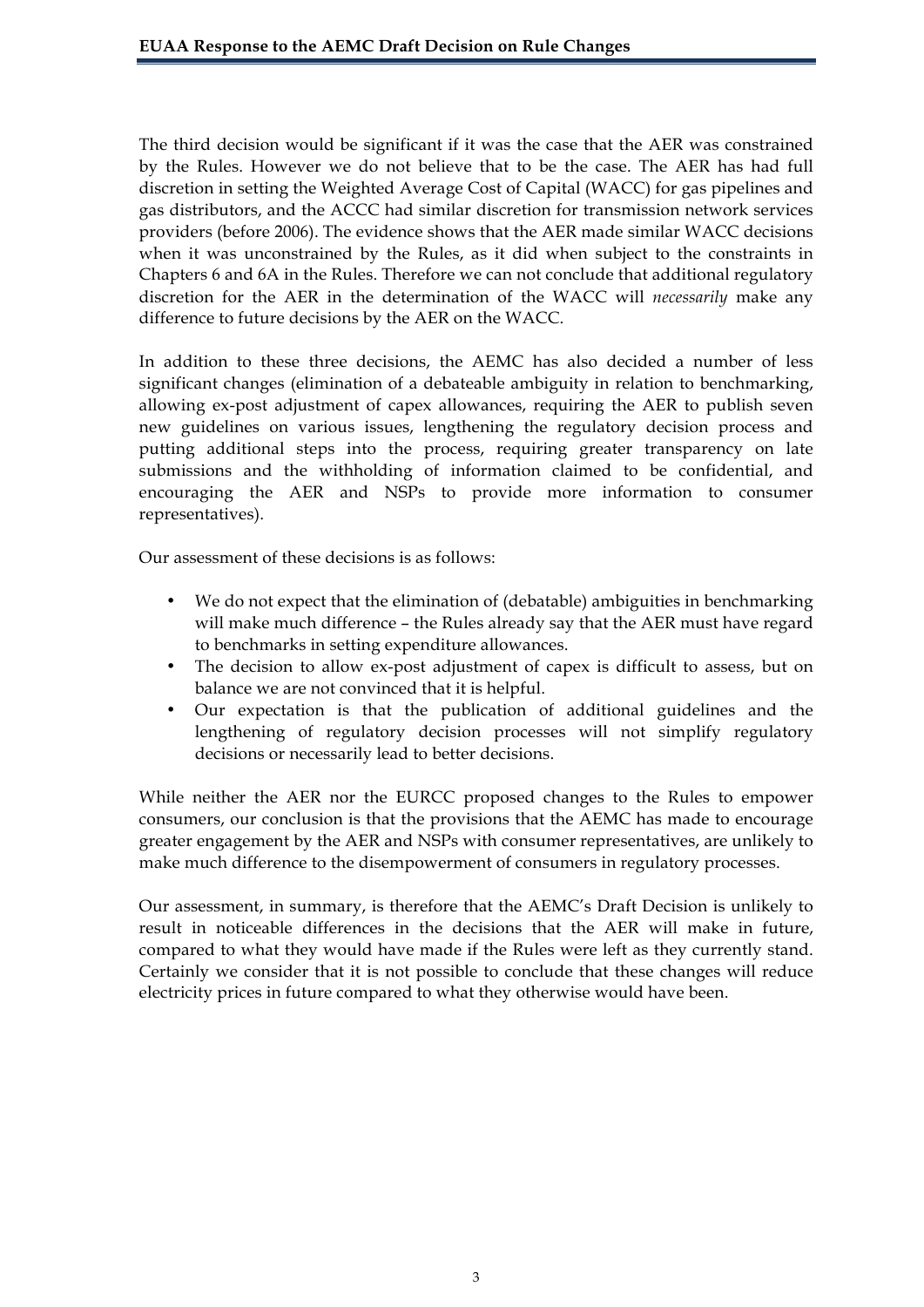The third decision would be significant if it was the case that the AER was constrained by the Rules. However we do not believe that to be the case. The AER has had full discretion in setting the Weighted Average Cost of Capital (WACC) for gas pipelines and gas distributors, and the ACCC had similar discretion for transmission network services providers (before 2006). The evidence shows that the AER made similar WACC decisions when it was unconstrained by the Rules, as it did when subject to the constraints in Chapters 6 and 6A in the Rules. Therefore we can not conclude that additional regulatory discretion for the AER in the determination of the WACC will *necessarily* make any difference to future decisions by the AER on the WACC.

In addition to these three decisions, the AEMC has also decided a number of less significant changes (elimination of a debateable ambiguity in relation to benchmarking, allowing ex-post adjustment of capex allowances, requiring the AER to publish seven new guidelines on various issues, lengthening the regulatory decision process and putting additional steps into the process, requiring greater transparency on late submissions and the withholding of information claimed to be confidential, and encouraging the AER and NSPs to provide more information to consumer representatives).

Our assessment of these decisions is as follows:

- We do not expect that the elimination of (debatable) ambiguities in benchmarking will make much difference – the Rules already say that the AER must have regard to benchmarks in setting expenditure allowances.
- The decision to allow ex-post adjustment of capex is difficult to assess, but on balance we are not convinced that it is helpful.
- Our expectation is that the publication of additional guidelines and the lengthening of regulatory decision processes will not simplify regulatory decisions or necessarily lead to better decisions.

While neither the AER nor the EURCC proposed changes to the Rules to empower consumers, our conclusion is that the provisions that the AEMC has made to encourage greater engagement by the AER and NSPs with consumer representatives, are unlikely to make much difference to the disempowerment of consumers in regulatory processes.

Our assessment, in summary, is therefore that the AEMC's Draft Decision is unlikely to result in noticeable differences in the decisions that the AER will make in future, compared to what they would have made if the Rules were left as they currently stand. Certainly we consider that it is not possible to conclude that these changes will reduce electricity prices in future compared to what they otherwise would have been.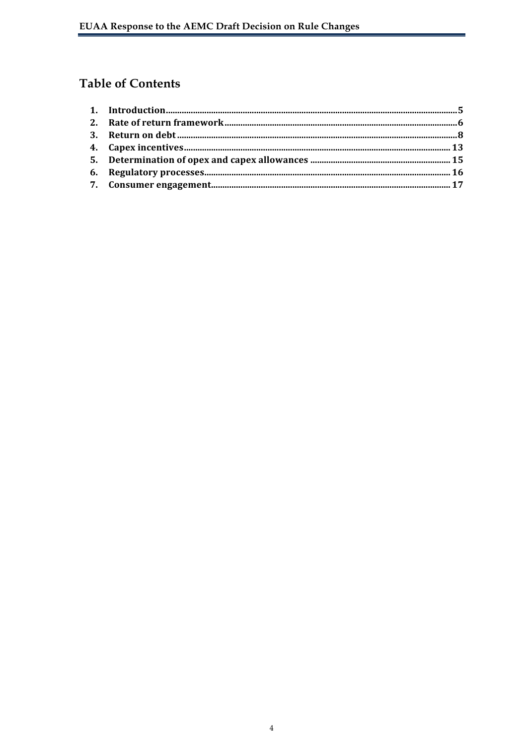## Table of Contents

1. **Introduction** ..................................................... 5
2. **Rate of return framework** ..................................................... 6
3. **Return on debt** ..................................................... 8
4. **Capex incentives** ..................................................... 13
5. **Determination of opex and capex allowances** ..................................................... 15
6. **Regulatory processes** ..................................................... 16
7. **Consumer engagement** ..................................................... 17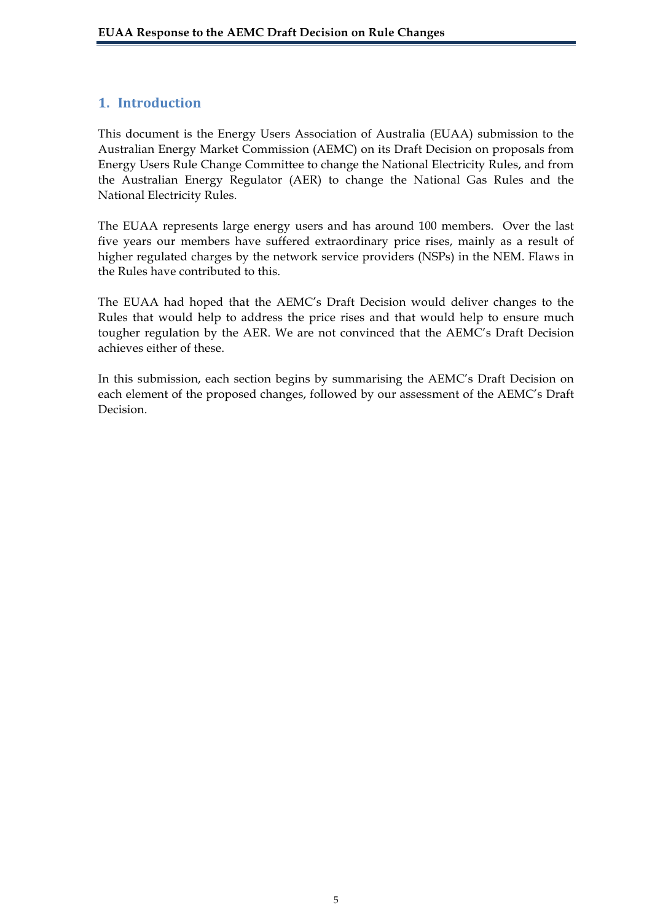## 1. Introduction

This document is the Energy Users Association of Australia (EUAA) submission to the Australian Energy Market Commission (AEMC) on its Draft Decision on proposals from Energy Users Rule Change Committee to change the National Electricity Rules, and from the Australian Energy Regulator (AER) to change the National Gas Rules and the National Electricity Rules.

The EUAA represents large energy users and has around 100 members. Over the last five years our members have suffered extraordinary price rises, mainly as a result of higher regulated charges by the network service providers (NSPs) in the NEM. Flaws in the Rules have contributed to this.

The EUAA had hoped that the AEMC's Draft Decision would deliver changes to the Rules that would help to address the price rises and that would help to ensure much tougher regulation by the AER. We are not convinced that the AEMC's Draft Decision achieves either of these.

In this submission, each section begins by summarising the AEMC's Draft Decision on each element of the proposed changes, followed by our assessment of the AEMC's Draft Decision.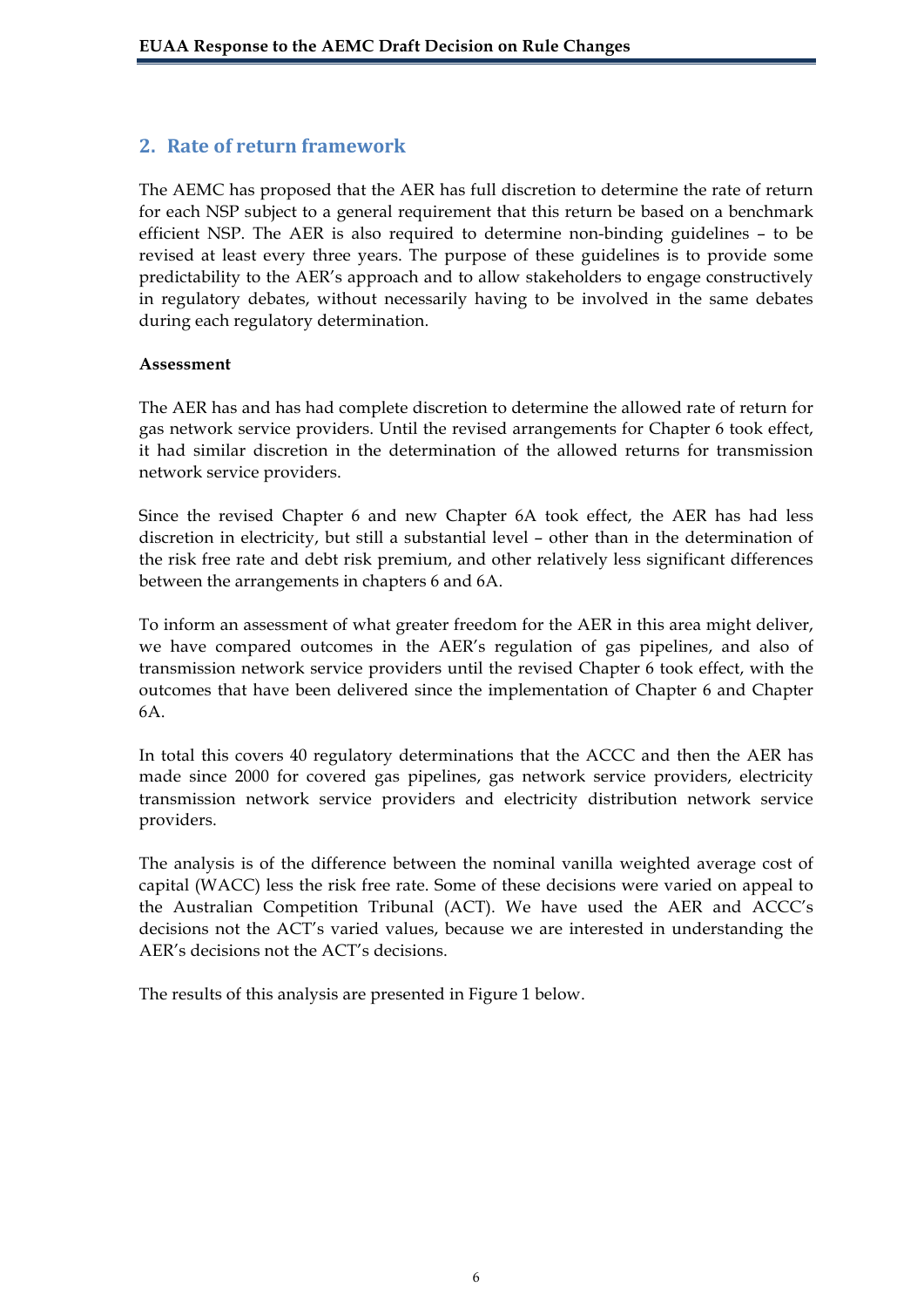## 2. Rate of return framework

The AEMC has proposed that the AER has full discretion to determine the rate of return for each NSP subject to a general requirement that this return be based on a benchmark efficient NSP. The AER is also required to determine non-binding guidelines – to be revised at least every three years. The purpose of these guidelines is to provide some predictability to the AER's approach and to allow stakeholders to engage constructively in regulatory debates, without necessarily having to be involved in the same debates during each regulatory determination.

**Assessment**

The AER has and has had complete discretion to determine the allowed rate of return for gas network service providers. Until the revised arrangements for Chapter 6 took effect, it had similar discretion in the determination of the allowed returns for transmission network service providers.

Since the revised Chapter 6 and new Chapter 6A took effect, the AER has had less discretion in electricity, but still a substantial level – other than in the determination of the risk free rate and debt risk premium, and other relatively less significant differences between the arrangements in chapters 6 and 6A.

To inform an assessment of what greater freedom for the AER in this area might deliver, we have compared outcomes in the AER's regulation of gas pipelines, and also of transmission network service providers until the revised Chapter 6 took effect, with the outcomes that have been delivered since the implementation of Chapter 6 and Chapter 6A.

In total this covers 40 regulatory determinations that the ACCC and then the AER has made since 2000 for covered gas pipelines, gas network service providers, electricity transmission network service providers and electricity distribution network service providers.

The analysis is of the difference between the nominal vanilla weighted average cost of capital (WACC) less the risk free rate. Some of these decisions were varied on appeal to the Australian Competition Tribunal (ACT). We have used the AER and ACCC's decisions not the ACT's varied values, because we are interested in understanding the AER's decisions not the ACT's decisions.

The results of this analysis are presented in Figure 1 below.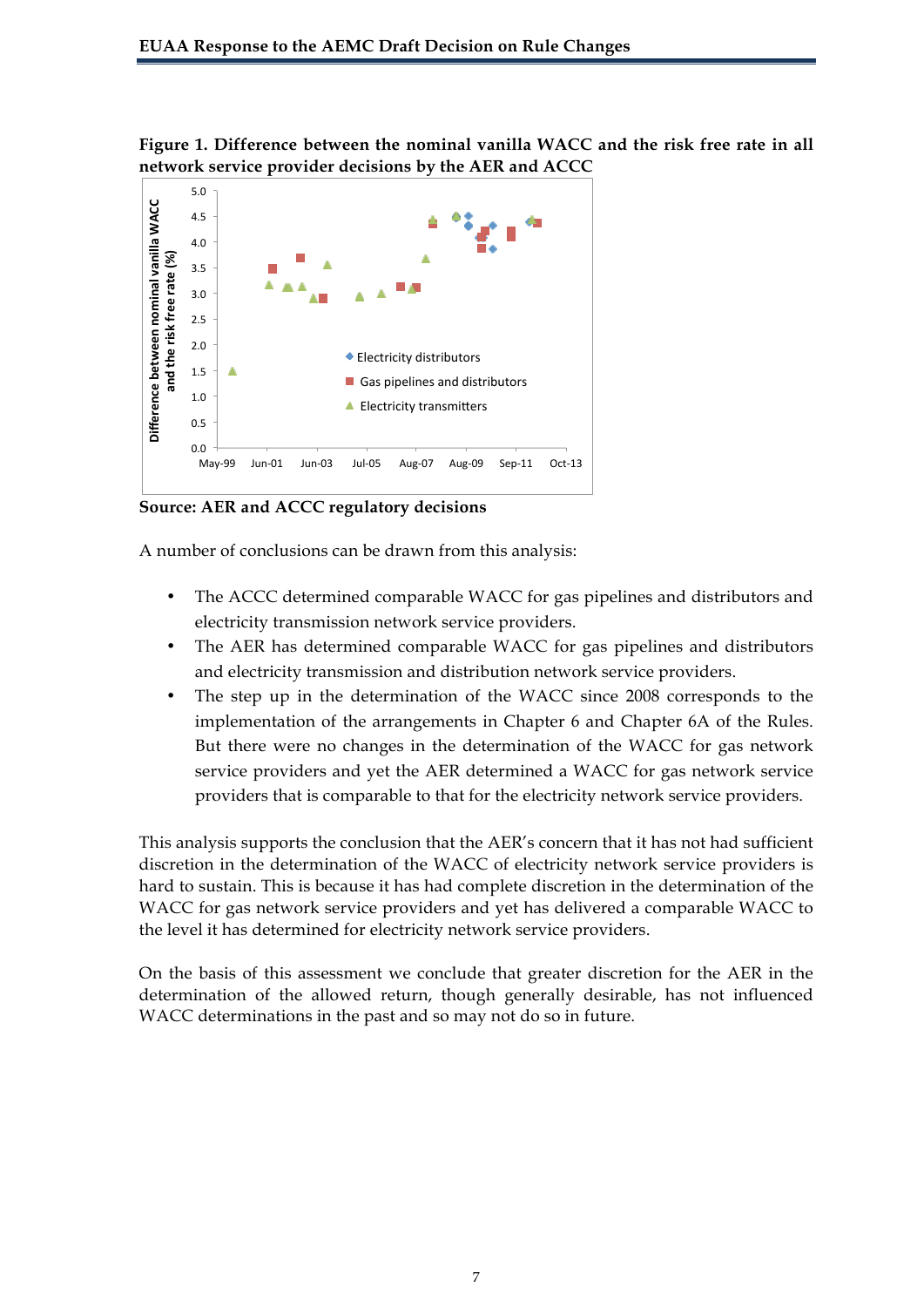**Figure 1. Difference between the nominal vanilla WACC and the risk free rate in all network service provider decisions by the AER and ACCC**

**Source: AER and ACCC regulatory decisions**

A number of conclusions can be drawn from this analysis:

- The ACCC determined comparable WACC for gas pipelines and distributors and electricity transmission network service providers.
- The AER has determined comparable WACC for gas pipelines and distributors and electricity transmission and distribution network service providers.
- The step up in the determination of the WACC since 2008 corresponds to the implementation of the arrangements in Chapter 6 and Chapter 6A of the Rules. But there were no changes in the determination of the WACC for gas network service providers and yet the AER determined a WACC for gas network service providers that is comparable to that for the electricity network service providers.

This analysis supports the conclusion that the AER's concern that it has not had sufficient discretion in the determination of the WACC of electricity network service providers is hard to sustain. This is because it has had complete discretion in the determination of the WACC for gas network service providers and yet has delivered a comparable WACC to the level it has determined for electricity network service providers.

On the basis of this assessment we conclude that greater discretion for the AER in the determination of the allowed return, though generally desirable, has not influenced WACC determinations in the past and so may not do so in future.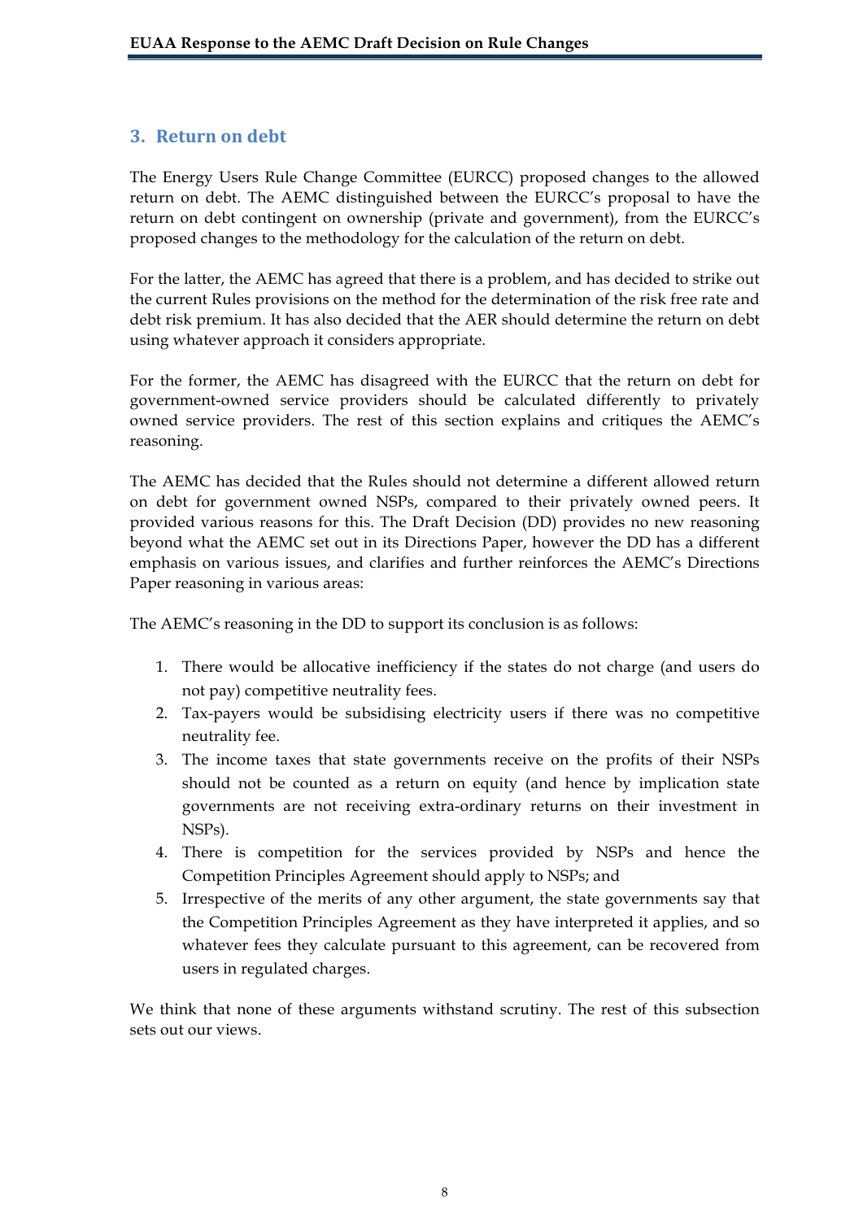## 3. Return on debt

The Energy Users Rule Change Committee (EURCC) proposed changes to the allowed return on debt. The AEMC distinguished between the EURCC's proposal to have the return on debt contingent on ownership (private and government), from the EURCC's proposed changes to the methodology for the calculation of the return on debt.

For the latter, the AEMC has agreed that there is a problem, and has decided to strike out the current Rules provisions on the method for the determination of the risk free rate and debt risk premium. It has also decided that the AER should determine the return on debt using whatever approach it considers appropriate.

For the former, the AEMC has disagreed with the EURCC that the return on debt for government-owned service providers should be calculated differently to privately owned service providers. The rest of this section explains and critiques the AEMC's reasoning.

The AEMC has decided that the Rules should not determine a different allowed return on debt for government owned NSPs, compared to their privately owned peers. It provided various reasons for this. The Draft Decision (DD) provides no new reasoning beyond what the AEMC set out in its Directions Paper, however the DD has a different emphasis on various issues, and clarifies and further reinforces the AEMC's Directions Paper reasoning in various areas:

The AEMC's reasoning in the DD to support its conclusion is as follows:

1. There would be allocative inefficiency if the states do not charge (and users do not pay) competitive neutrality fees.
2. Tax-payers would be subsidising electricity users if there was no competitive neutrality fee.
3. The income taxes that state governments receive on the profits of their NSPs should not be counted as a return on equity (and hence by implication state governments are not receiving extra-ordinary returns on their investment in NSPs).
4. There is competition for the services provided by NSPs and hence the Competition Principles Agreement should apply to NSPs; and
5. Irrespective of the merits of any other argument, the state governments say that the Competition Principles Agreement as they have interpreted it applies, and so whatever fees they calculate pursuant to this agreement, can be recovered from users in regulated charges.

We think that none of these arguments withstand scrutiny. The rest of this subsection sets out our views.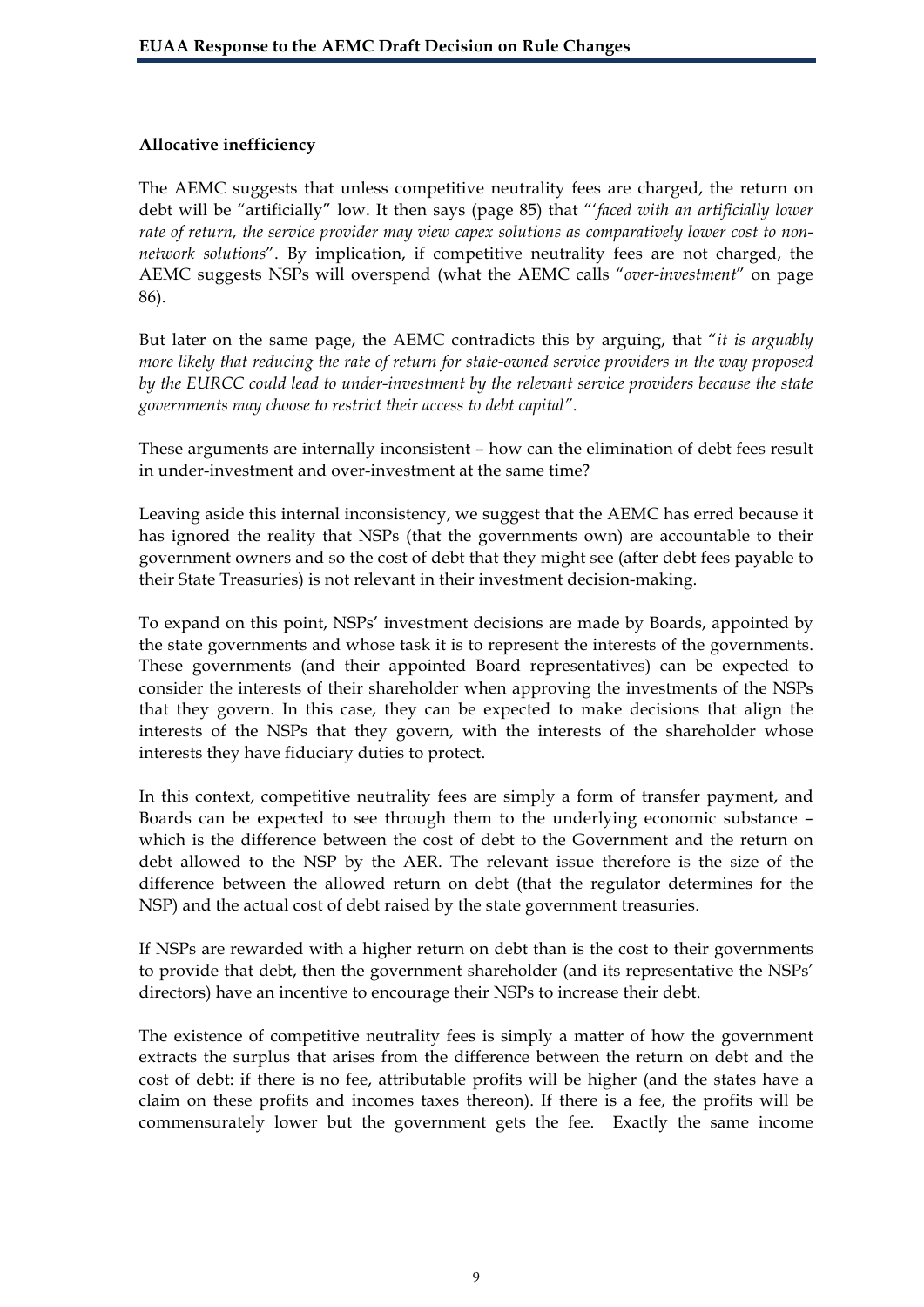**Allocative inefficiency**

The AEMC suggests that unless competitive neutrality fees are charged, the return on debt will be "artificially" low. It then says (page 85) that "'*faced with an artificially lower rate of return, the service provider may view capex solutions as comparatively lower cost to non-network solutions*". By implication, if competitive neutrality fees are not charged, the AEMC suggests NSPs will overspend (what the AEMC calls "*over-investment*" on page 86).

But later on the same page, the AEMC contradicts this by arguing, that "*it is arguably more likely that reducing the rate of return for state-owned service providers in the way proposed by the EURCC could lead to under-investment by the relevant service providers because the state governments may choose to restrict their access to debt capital*".

These arguments are internally inconsistent – how can the elimination of debt fees result in under-investment and over-investment at the same time?

Leaving aside this internal inconsistency, we suggest that the AEMC has erred because it has ignored the reality that NSPs (that the governments own) are accountable to their government owners and so the cost of debt that they might see (after debt fees payable to their State Treasuries) is not relevant in their investment decision-making.

To expand on this point, NSPs' investment decisions are made by Boards, appointed by the state governments and whose task it is to represent the interests of the governments. These governments (and their appointed Board representatives) can be expected to consider the interests of their shareholder when approving the investments of the NSPs that they govern. In this case, they can be expected to make decisions that align the interests of the NSPs that they govern, with the interests of the shareholder whose interests they have fiduciary duties to protect.

In this context, competitive neutrality fees are simply a form of transfer payment, and Boards can be expected to see through them to the underlying economic substance – which is the difference between the cost of debt to the Government and the return on debt allowed to the NSP by the AER. The relevant issue therefore is the size of the difference between the allowed return on debt (that the regulator determines for the NSP) and the actual cost of debt raised by the state government treasuries.

If NSPs are rewarded with a higher return on debt than is the cost to their governments to provide that debt, then the government shareholder (and its representative the NSPs' directors) have an incentive to encourage their NSPs to increase their debt.

The existence of competitive neutrality fees is simply a matter of how the government extracts the surplus that arises from the difference between the return on debt and the cost of debt: if there is no fee, attributable profits will be higher (and the states have a claim on these profits and incomes taxes thereon). If there is a fee, the profits will be commensurately lower but the government gets the fee. Exactly the same income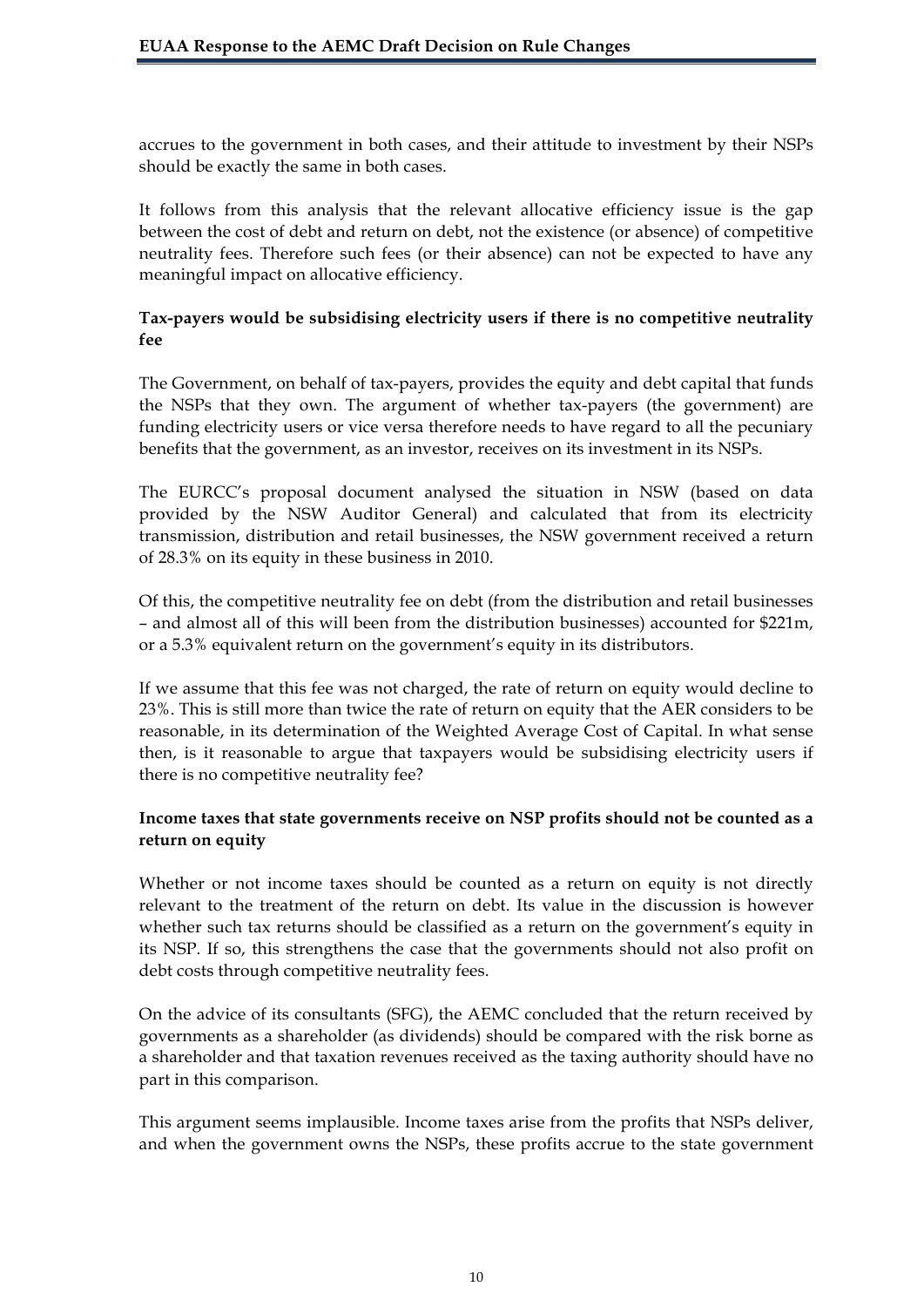accrues to the government in both cases, and their attitude to investment by their NSPs should be exactly the same in both cases.

It follows from this analysis that the relevant allocative efficiency issue is the gap between the cost of debt and return on debt, not the existence (or absence) of competitive neutrality fees. Therefore such fees (or their absence) can not be expected to have any meaningful impact on allocative efficiency.

**Tax-payers would be subsidising electricity users if there is no competitive neutrality fee**

The Government, on behalf of tax-payers, provides the equity and debt capital that funds the NSPs that they own. The argument of whether tax-payers (the government) are funding electricity users or vice versa therefore needs to have regard to all the pecuniary benefits that the government, as an investor, receives on its investment in its NSPs.

The EURCC's proposal document analysed the situation in NSW (based on data provided by the NSW Auditor General) and calculated that from its electricity transmission, distribution and retail businesses, the NSW government received a return of 28.3% on its equity in these business in 2010.

Of this, the competitive neutrality fee on debt (from the distribution and retail businesses – and almost all of this will been from the distribution businesses) accounted for $221m, or a 5.3% equivalent return on the government's equity in its distributors.

If we assume that this fee was not charged, the rate of return on equity would decline to 23%. This is still more than twice the rate of return on equity that the AER considers to be reasonable, in its determination of the Weighted Average Cost of Capital. In what sense then, is it reasonable to argue that taxpayers would be subsidising electricity users if there is no competitive neutrality fee?

**Income taxes that state governments receive on NSP profits should not be counted as a return on equity**

Whether or not income taxes should be counted as a return on equity is not directly relevant to the treatment of the return on debt. Its value in the discussion is however whether such tax returns should be classified as a return on the government's equity in its NSP. If so, this strengthens the case that the governments should not also profit on debt costs through competitive neutrality fees.

On the advice of its consultants (SFG), the AEMC concluded that the return received by governments as a shareholder (as dividends) should be compared with the risk borne as a shareholder and that taxation revenues received as the taxing authority should have no part in this comparison.

This argument seems implausible. Income taxes arise from the profits that NSPs deliver, and when the government owns the NSPs, these profits accrue to the state government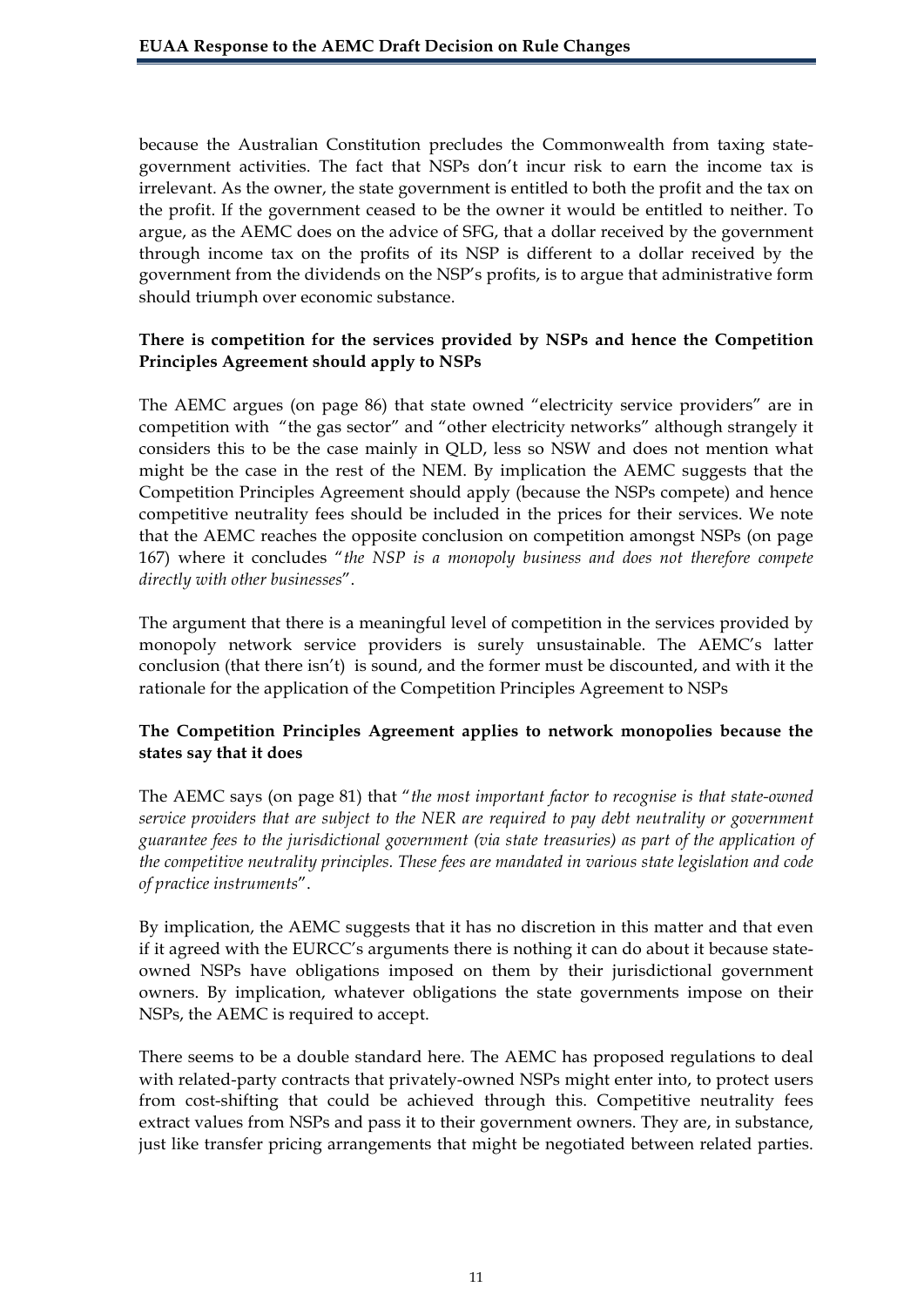because the Australian Constitution precludes the Commonwealth from taxing state-government activities. The fact that NSPs don't incur risk to earn the income tax is irrelevant. As the owner, the state government is entitled to both the profit and the tax on the profit. If the government ceased to be the owner it would be entitled to neither. To argue, as the AEMC does on the advice of SFG, that a dollar received by the government through income tax on the profits of its NSP is different to a dollar received by the government from the dividends on the NSP's profits, is to argue that administrative form should triumph over economic substance.

**There is competition for the services provided by NSPs and hence the Competition Principles Agreement should apply to NSPs**

The AEMC argues (on page 86) that state owned "electricity service providers" are in competition with "the gas sector" and "other electricity networks" although strangely it considers this to be the case mainly in QLD, less so NSW and does not mention what might be the case in the rest of the NEM. By implication the AEMC suggests that the Competition Principles Agreement should apply (because the NSPs compete) and hence competitive neutrality fees should be included in the prices for their services. We note that the AEMC reaches the opposite conclusion on competition amongst NSPs (on page 167) where it concludes "*the NSP is a monopoly business and does not therefore compete directly with other businesses*".

The argument that there is a meaningful level of competition in the services provided by monopoly network service providers is surely unsustainable. The AEMC's latter conclusion (that there isn't) is sound, and the former must be discounted, and with it the rationale for the application of the Competition Principles Agreement to NSPs

**The Competition Principles Agreement applies to network monopolies because the states say that it does**

The AEMC says (on page 81) that "*the most important factor to recognise is that state-owned service providers that are subject to the NER are required to pay debt neutrality or government guarantee fees to the jurisdictional government (via state treasuries) as part of the application of the competitive neutrality principles. These fees are mandated in various state legislation and code of practice instruments*".

By implication, the AEMC suggests that it has no discretion in this matter and that even if it agreed with the EURCC's arguments there is nothing it can do about it because state-owned NSPs have obligations imposed on them by their jurisdictional government owners. By implication, whatever obligations the state governments impose on their NSPs, the AEMC is required to accept.

There seems to be a double standard here. The AEMC has proposed regulations to deal with related-party contracts that privately-owned NSPs might enter into, to protect users from cost-shifting that could be achieved through this. Competitive neutrality fees extract values from NSPs and pass it to their government owners. They are, in substance, just like transfer pricing arrangements that might be negotiated between related parties.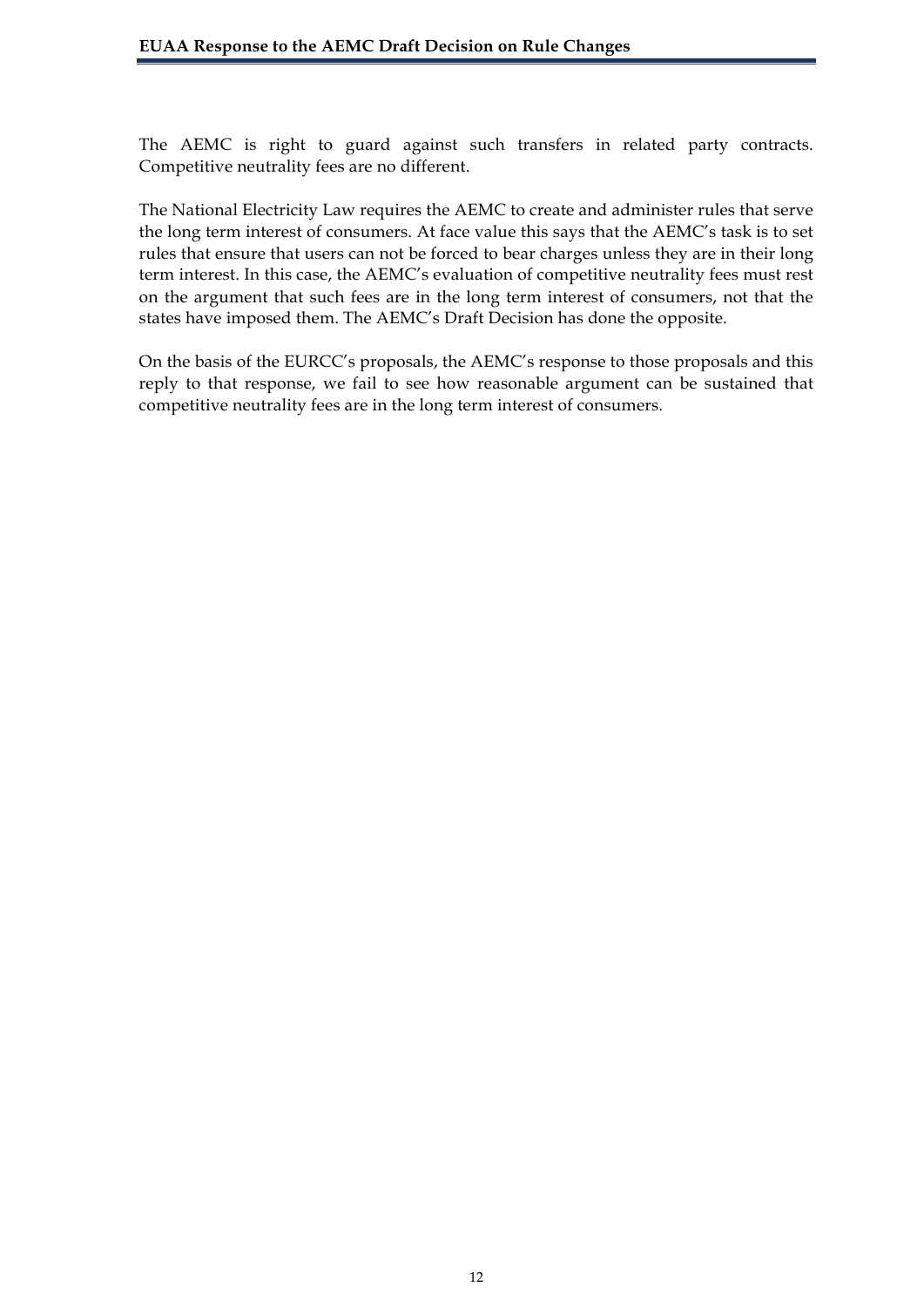The AEMC is right to guard against such transfers in related party contracts. Competitive neutrality fees are no different.

The National Electricity Law requires the AEMC to create and administer rules that serve the long term interest of consumers. At face value this says that the AEMC's task is to set rules that ensure that users can not be forced to bear charges unless they are in their long term interest. In this case, the AEMC's evaluation of competitive neutrality fees must rest on the argument that such fees are in the long term interest of consumers, not that the states have imposed them. The AEMC's Draft Decision has done the opposite.

On the basis of the EURCC's proposals, the AEMC's response to those proposals and this reply to that response, we fail to see how reasonable argument can be sustained that competitive neutrality fees are in the long term interest of consumers.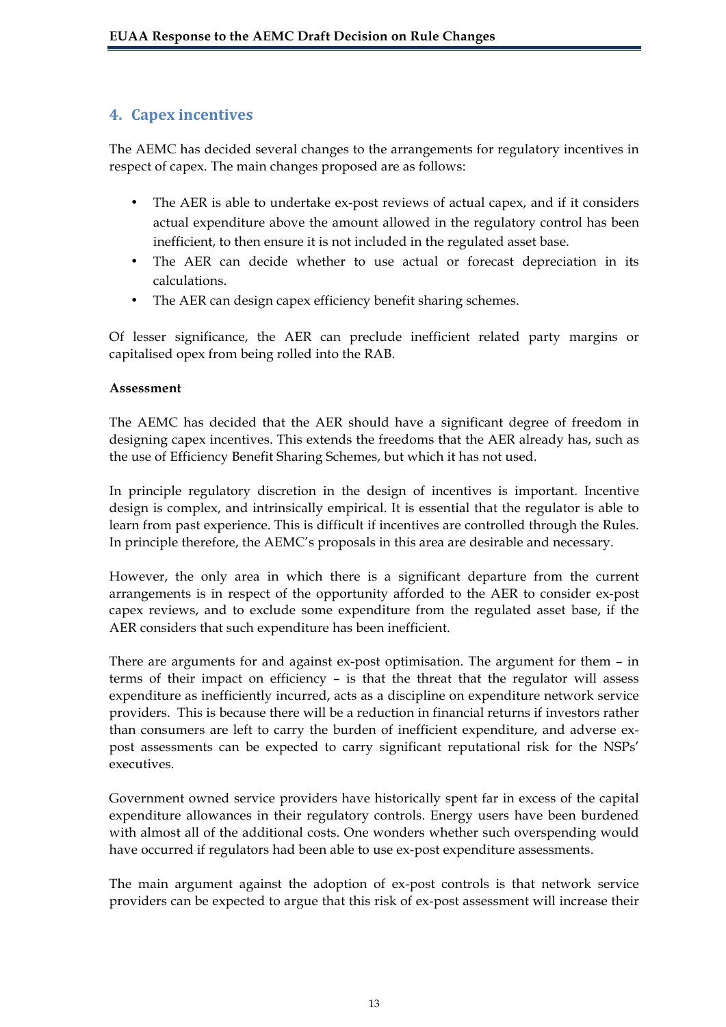## 4. Capex incentives

The AEMC has decided several changes to the arrangements for regulatory incentives in respect of capex. The main changes proposed are as follows:

- The AER is able to undertake ex-post reviews of actual capex, and if it considers actual expenditure above the amount allowed in the regulatory control has been inefficient, to then ensure it is not included in the regulated asset base.
- The AER can decide whether to use actual or forecast depreciation in its calculations.
- The AER can design capex efficiency benefit sharing schemes.

Of lesser significance, the AER can preclude inefficient related party margins or capitalised opex from being rolled into the RAB.

**Assessment**

The AEMC has decided that the AER should have a significant degree of freedom in designing capex incentives. This extends the freedoms that the AER already has, such as the use of Efficiency Benefit Sharing Schemes, but which it has not used.

In principle regulatory discretion in the design of incentives is important. Incentive design is complex, and intrinsically empirical. It is essential that the regulator is able to learn from past experience. This is difficult if incentives are controlled through the Rules. In principle therefore, the AEMC's proposals in this area are desirable and necessary.

However, the only area in which there is a significant departure from the current arrangements is in respect of the opportunity afforded to the AER to consider ex-post capex reviews, and to exclude some expenditure from the regulated asset base, if the AER considers that such expenditure has been inefficient.

There are arguments for and against ex-post optimisation. The argument for them – in terms of their impact on efficiency – is that the threat that the regulator will assess expenditure as inefficiently incurred, acts as a discipline on expenditure network service providers. This is because there will be a reduction in financial returns if investors rather than consumers are left to carry the burden of inefficient expenditure, and adverse ex-post assessments can be expected to carry significant reputational risk for the NSPs' executives.

Government owned service providers have historically spent far in excess of the capital expenditure allowances in their regulatory controls. Energy users have been burdened with almost all of the additional costs. One wonders whether such overspending would have occurred if regulators had been able to use ex-post expenditure assessments.

The main argument against the adoption of ex-post controls is that network service providers can be expected to argue that this risk of ex-post assessment will increase their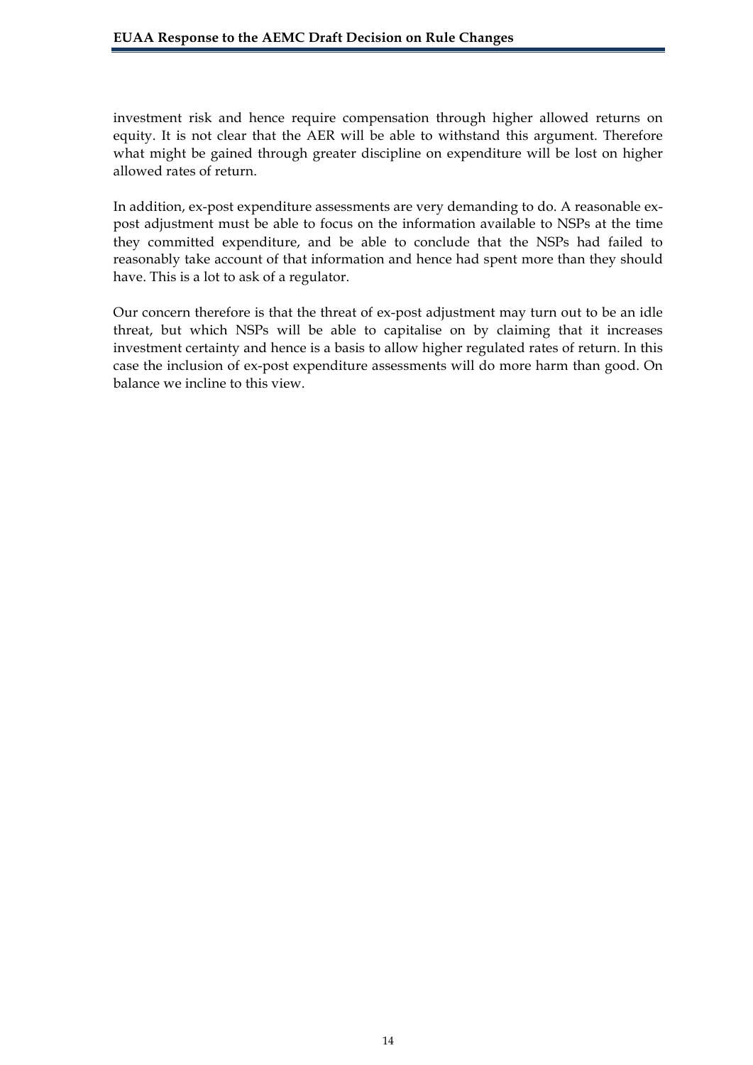investment risk and hence require compensation through higher allowed returns on equity. It is not clear that the AER will be able to withstand this argument. Therefore what might be gained through greater discipline on expenditure will be lost on higher allowed rates of return.

In addition, ex-post expenditure assessments are very demanding to do. A reasonable ex-post adjustment must be able to focus on the information available to NSPs at the time they committed expenditure, and be able to conclude that the NSPs had failed to reasonably take account of that information and hence had spent more than they should have. This is a lot to ask of a regulator.

Our concern therefore is that the threat of ex-post adjustment may turn out to be an idle threat, but which NSPs will be able to capitalise on by claiming that it increases investment certainty and hence is a basis to allow higher regulated rates of return. In this case the inclusion of ex-post expenditure assessments will do more harm than good. On balance we incline to this view.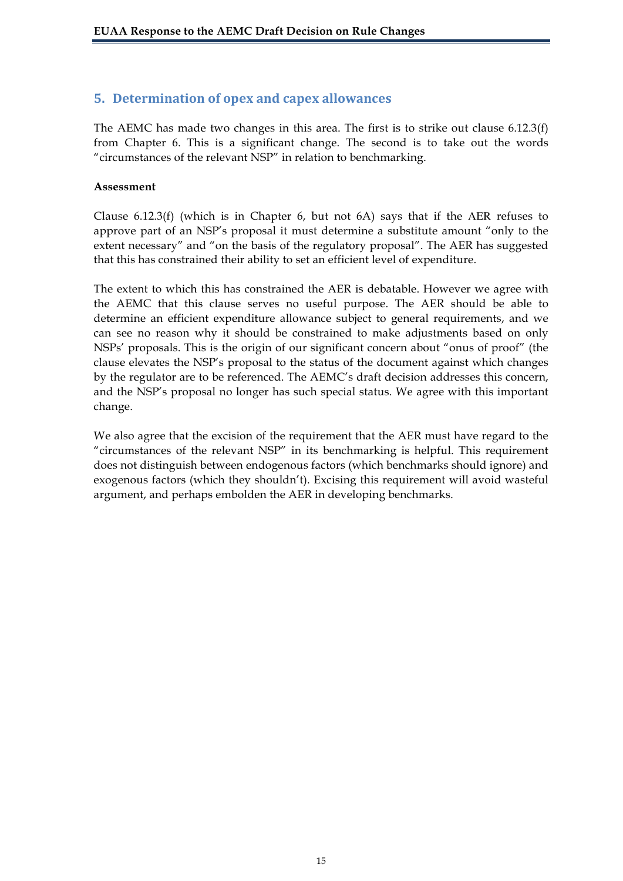## 5. Determination of opex and capex allowances

The AEMC has made two changes in this area. The first is to strike out clause 6.12.3(f) from Chapter 6. This is a significant change. The second is to take out the words "circumstances of the relevant NSP" in relation to benchmarking.

**Assessment**

Clause 6.12.3(f) (which is in Chapter 6, but not 6A) says that if the AER refuses to approve part of an NSP's proposal it must determine a substitute amount "only to the extent necessary" and "on the basis of the regulatory proposal". The AER has suggested that this has constrained their ability to set an efficient level of expenditure.

The extent to which this has constrained the AER is debatable. However we agree with the AEMC that this clause serves no useful purpose. The AER should be able to determine an efficient expenditure allowance subject to general requirements, and we can see no reason why it should be constrained to make adjustments based on only NSPs' proposals. This is the origin of our significant concern about "onus of proof" (the clause elevates the NSP's proposal to the status of the document against which changes by the regulator are to be referenced. The AEMC's draft decision addresses this concern, and the NSP's proposal no longer has such special status. We agree with this important change.

We also agree that the excision of the requirement that the AER must have regard to the "circumstances of the relevant NSP" in its benchmarking is helpful. This requirement does not distinguish between endogenous factors (which benchmarks should ignore) and exogenous factors (which they shouldn't). Excising this requirement will avoid wasteful argument, and perhaps embolden the AER in developing benchmarks.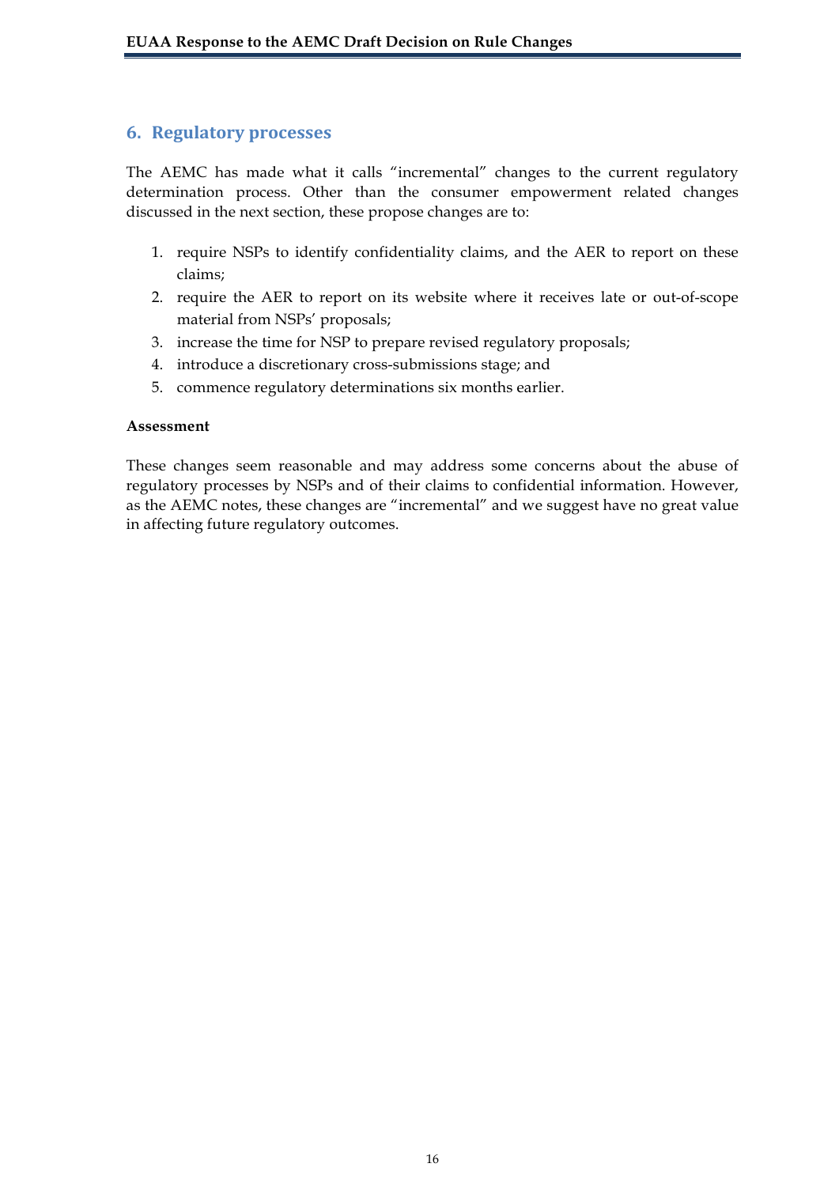## 6. Regulatory processes

The AEMC has made what it calls "incremental" changes to the current regulatory determination process. Other than the consumer empowerment related changes discussed in the next section, these propose changes are to:

1. require NSPs to identify confidentiality claims, and the AER to report on these claims;
2. require the AER to report on its website where it receives late or out-of-scope material from NSPs' proposals;
3. increase the time for NSP to prepare revised regulatory proposals;
4. introduce a discretionary cross-submissions stage; and
5. commence regulatory determinations six months earlier.

**Assessment**

These changes seem reasonable and may address some concerns about the abuse of regulatory processes by NSPs and of their claims to confidential information. However, as the AEMC notes, these changes are "incremental" and we suggest have no great value in affecting future regulatory outcomes.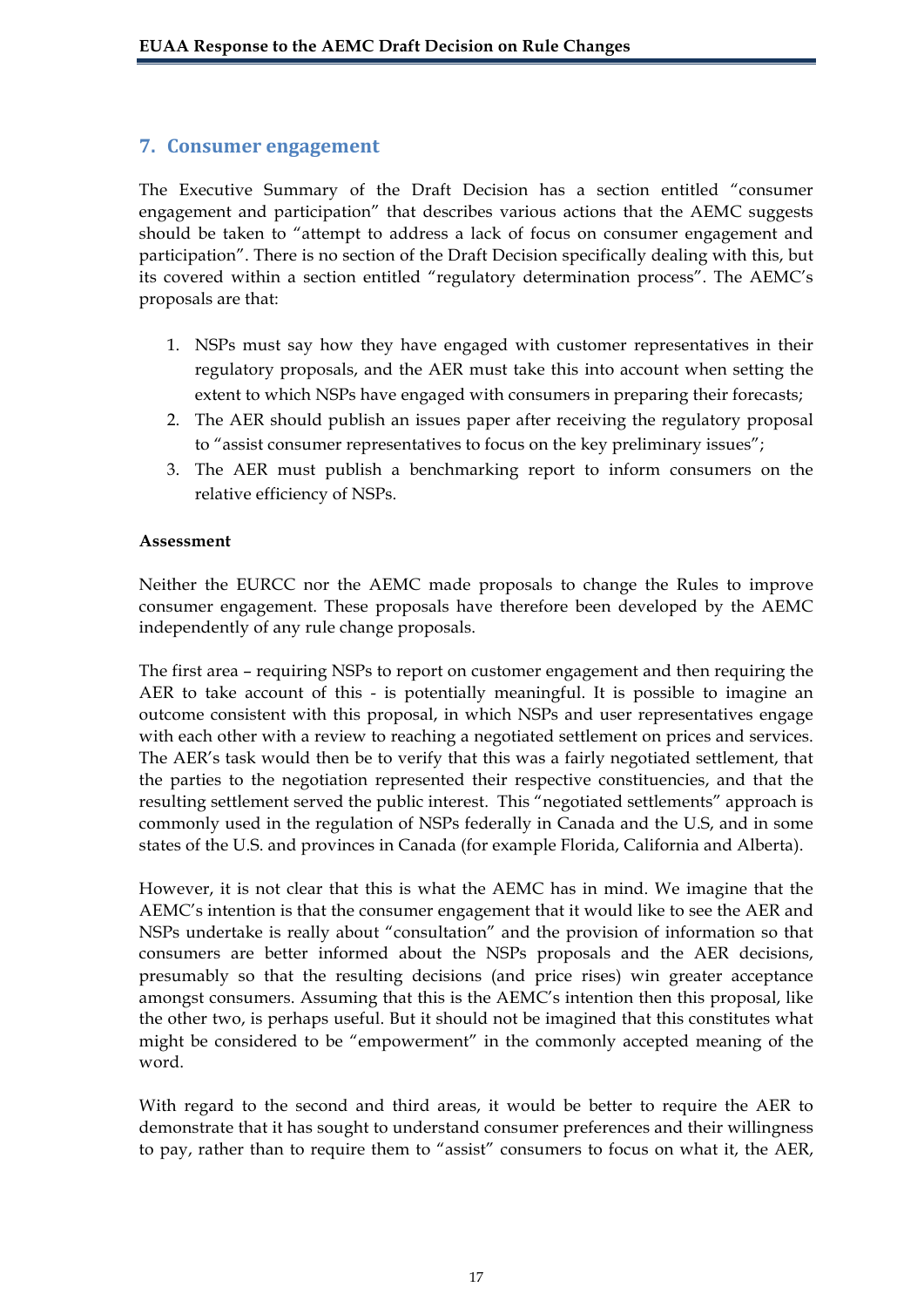## 7. Consumer engagement

The Executive Summary of the Draft Decision has a section entitled "consumer engagement and participation" that describes various actions that the AEMC suggests should be taken to "attempt to address a lack of focus on consumer engagement and participation". There is no section of the Draft Decision specifically dealing with this, but its covered within a section entitled "regulatory determination process". The AEMC's proposals are that:

1. NSPs must say how they have engaged with customer representatives in their regulatory proposals, and the AER must take this into account when setting the extent to which NSPs have engaged with consumers in preparing their forecasts;
2. The AER should publish an issues paper after receiving the regulatory proposal to "assist consumer representatives to focus on the key preliminary issues";
3. The AER must publish a benchmarking report to inform consumers on the relative efficiency of NSPs.

**Assessment**

Neither the EURCC nor the AEMC made proposals to change the Rules to improve consumer engagement. These proposals have therefore been developed by the AEMC independently of any rule change proposals.

The first area – requiring NSPs to report on customer engagement and then requiring the AER to take account of this - is potentially meaningful. It is possible to imagine an outcome consistent with this proposal, in which NSPs and user representatives engage with each other with a review to reaching a negotiated settlement on prices and services. The AER's task would then be to verify that this was a fairly negotiated settlement, that the parties to the negotiation represented their respective constituencies, and that the resulting settlement served the public interest. This "negotiated settlements" approach is commonly used in the regulation of NSPs federally in Canada and the U.S, and in some states of the U.S. and provinces in Canada (for example Florida, California and Alberta).

However, it is not clear that this is what the AEMC has in mind. We imagine that the AEMC's intention is that the consumer engagement that it would like to see the AER and NSPs undertake is really about "consultation" and the provision of information so that consumers are better informed about the NSPs proposals and the AER decisions, presumably so that the resulting decisions (and price rises) win greater acceptance amongst consumers. Assuming that this is the AEMC's intention then this proposal, like the other two, is perhaps useful. But it should not be imagined that this constitutes what might be considered to be "empowerment" in the commonly accepted meaning of the word.

With regard to the second and third areas, it would be better to require the AER to demonstrate that it has sought to understand consumer preferences and their willingness to pay, rather than to require them to "assist" consumers to focus on what it, the AER,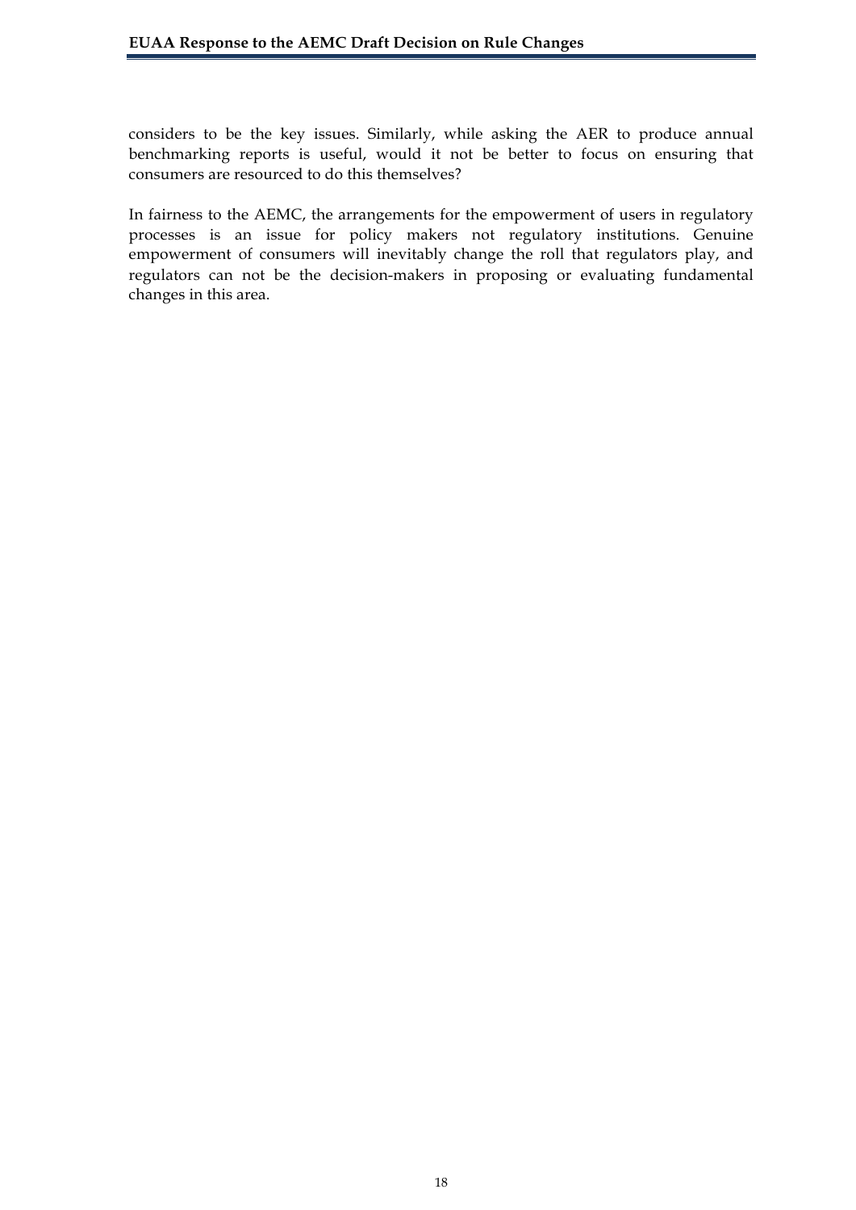considers to be the key issues. Similarly, while asking the AER to produce annual benchmarking reports is useful, would it not be better to focus on ensuring that consumers are resourced to do this themselves?

In fairness to the AEMC, the arrangements for the empowerment of users in regulatory processes is an issue for policy makers not regulatory institutions. Genuine empowerment of consumers will inevitably change the roll that regulators play, and regulators can not be the decision-makers in proposing or evaluating fundamental changes in this area.